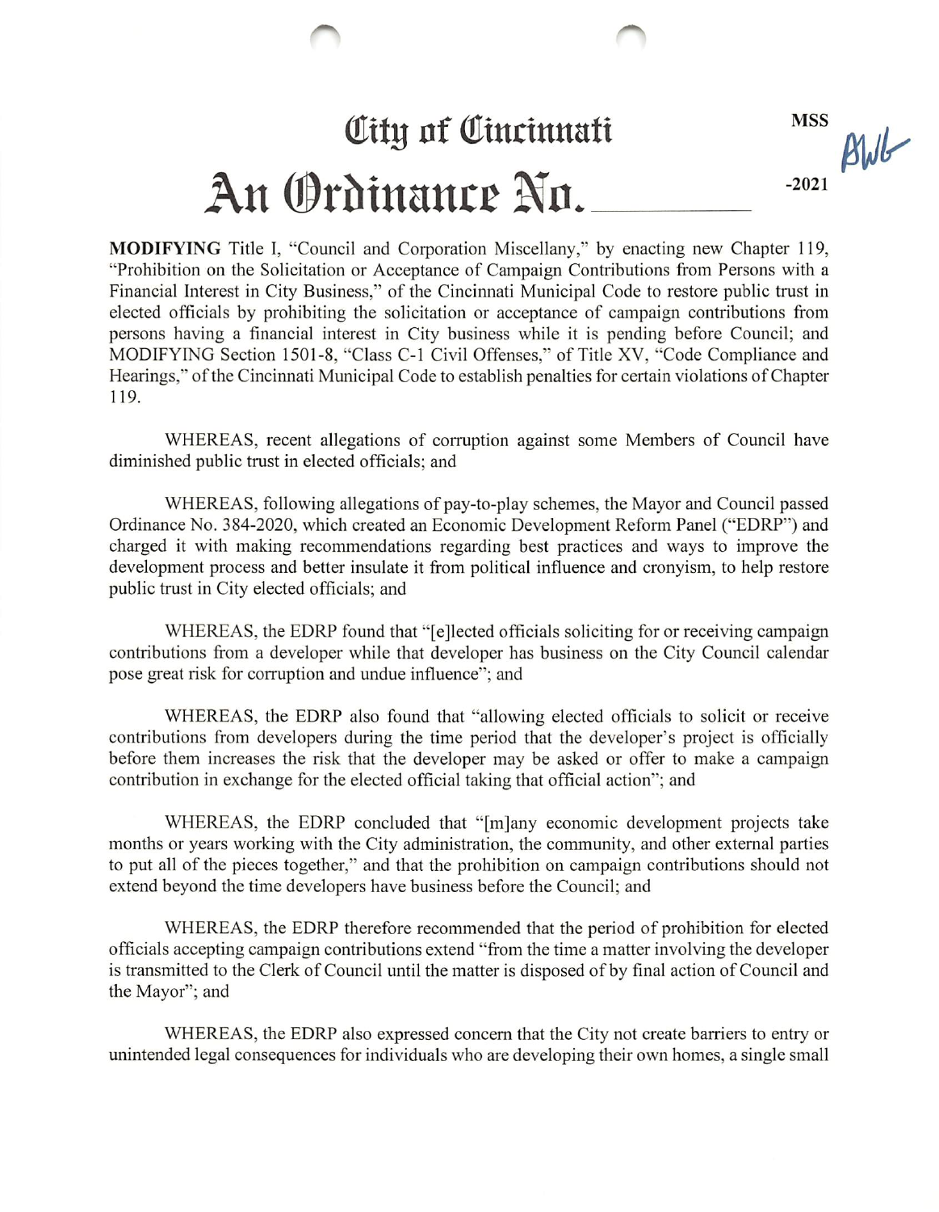# City of Cincinnati

MSS

AWL

# An Ordinance No. __________ -2021

**MODIFYING** Title I, "Council and Corporation Miscellany," by enacting new Chapter 119, "Prohibition on the Solicitation or Acceptance of Campaign Contributions from Persons with a Financial Interest in City Business," of the Cincinnati Municipal Code to restore public trust in elected officials by prohibiting the solicitation or acceptance of campaign contributions from persons having a financial interest in City business while it is pending before Council; and MODIFYING Section 1501-8, "Class C-1 Civil Offenses," of Title XV, "Code Compliance and Hearings," of the Cincinnati Municipal Code to establish penalties for certain violations of Chapter 119.

WHEREAS, recent allegations of corruption against some Members of Council have diminished public trust in elected officials; and

WHEREAS, following allegations of pay-to-play schemes, the Mayor and Council passed Ordinance No. 384-2020, which created an Economic Development Reform Panel ("EDRP") and charged it with making recommendations regarding best practices and ways to improve the development process and better insulate it from political influence and cronyism, to help restore public trust in City elected officials; and

WHEREAS, the EDRP found that "[e]lected officials soliciting for or receiving campaign contributions from a developer while that developer has business on the City Council calendar pose great risk for corruption and undue influence"; and

WHEREAS, the EDRP also found that "allowing elected officials to solicit or receive contributions from developers during the time period that the developer's project is officially before them increases the risk that the developer may be asked or offer to make a campaign contribution in exchange for the elected official taking that official action"; and

WHEREAS, the EDRP concluded that "[m]any economic development projects take months or years working with the City administration, the community, and other external parties to put all of the pieces together," and that the prohibition on campaign contributions should not extend beyond the time developers have business before the Council; and

WHEREAS, the EDRP therefore recommended that the period of prohibition for elected officials accepting campaign contributions extend "from the time a matter involving the developer is transmitted to the Clerk of Council until the matter is disposed of by final action of Council and the Mayor"; and

WHEREAS, the EDRP also expressed concern that the City not create barriers to entry or unintended legal consequences for individuals who are developing their own homes, a single small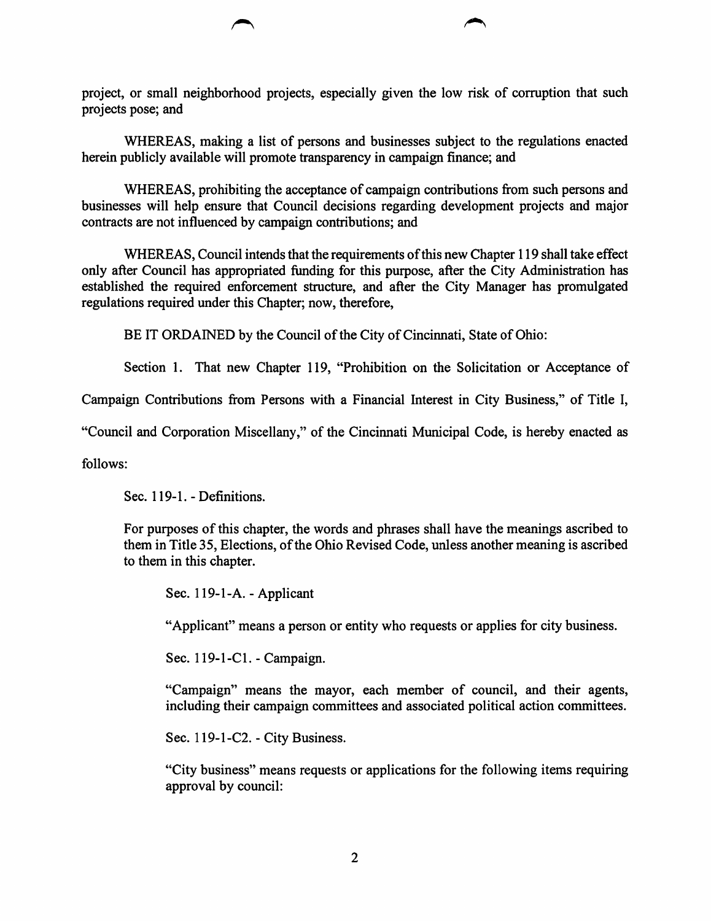project, or small neighborhood projects, especially given the low risk of corruption that such projects pose; and

WHEREAS, making a list of persons and businesses subject to the regulations enacted herein publicly available will promote transparency in campaign finance; and

WHEREAS, prohibiting the acceptance of campaign contributions from such persons and businesses will help ensure that Council decisions regarding development projects and major contracts are not influenced by campaign contributions; and

WHEREAS, Council intends that the requirements of this new Chapter 119 shall take effect only after Council has appropriated funding for this purpose, after the City Administration has established the required enforcement structure, and after the City Manager has promulgated regulations required under this Chapter; now, therefore,

BE IT ORDAINED by the Council of the City of Cincinnati, State of Ohio:

Section 1. That new Chapter 119, "Prohibition on the Solicitation or Acceptance of Campaign Contributions from Persons with a Financial Interest in City Business," of Title I, "Council and Corporation Miscellany," of the Cincinnati Municipal Code, is hereby enacted as follows:

Sec. 119-1. - Definitions.

For purposes of this chapter, the words and phrases shall have the meanings ascribed to them in Title 35, Elections, of the Ohio Revised Code, unless another meaning is ascribed to them in this chapter.

Sec. 119-1-A. - Applicant

"Applicant" means a person or entity who requests or applies for city business.

Sec. 119-1-C1. - Campaign.

"Campaign" means the mayor, each member of council, and their agents, including their campaign committees and associated political action committees.

Sec. 119-1-C2. - City Business.

"City business" means requests or applications for the following items requiring approval by council: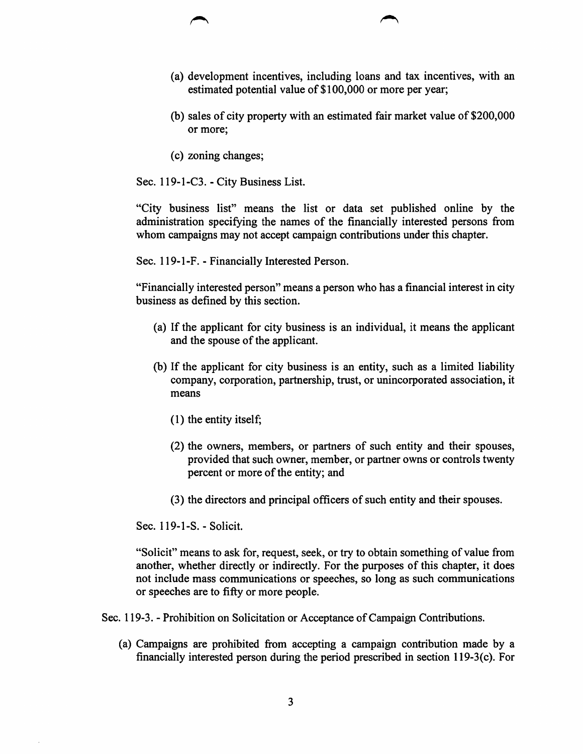(a) development incentives, including loans and tax incentives, with an estimated potential value of $100,000 or more per year;

(b) sales of city property with an estimated fair market value of $200,000 or more;

(c) zoning changes;

Sec. 119-1-C3. - City Business List.

"City business list" means the list or data set published online by the administration specifying the names of the financially interested persons from whom campaigns may not accept campaign contributions under this chapter.

Sec. 119-1-F. - Financially Interested Person.

"Financially interested person" means a person who has a financial interest in city business as defined by this section.

(a) If the applicant for city business is an individual, it means the applicant and the spouse of the applicant.

(b) If the applicant for city business is an entity, such as a limited liability company, corporation, partnership, trust, or unincorporated association, it means

(1) the entity itself;

(2) the owners, members, or partners of such entity and their spouses, provided that such owner, member, or partner owns or controls twenty percent or more of the entity; and

(3) the directors and principal officers of such entity and their spouses.

Sec. 119-1-S. - Solicit.

"Solicit" means to ask for, request, seek, or try to obtain something of value from another, whether directly or indirectly. For the purposes of this chapter, it does not include mass communications or speeches, so long as such communications or speeches are to fifty or more people.

Sec. 119-3. - Prohibition on Solicitation or Acceptance of Campaign Contributions.

(a) Campaigns are prohibited from accepting a campaign contribution made by a financially interested person during the period prescribed in section 119-3(c). For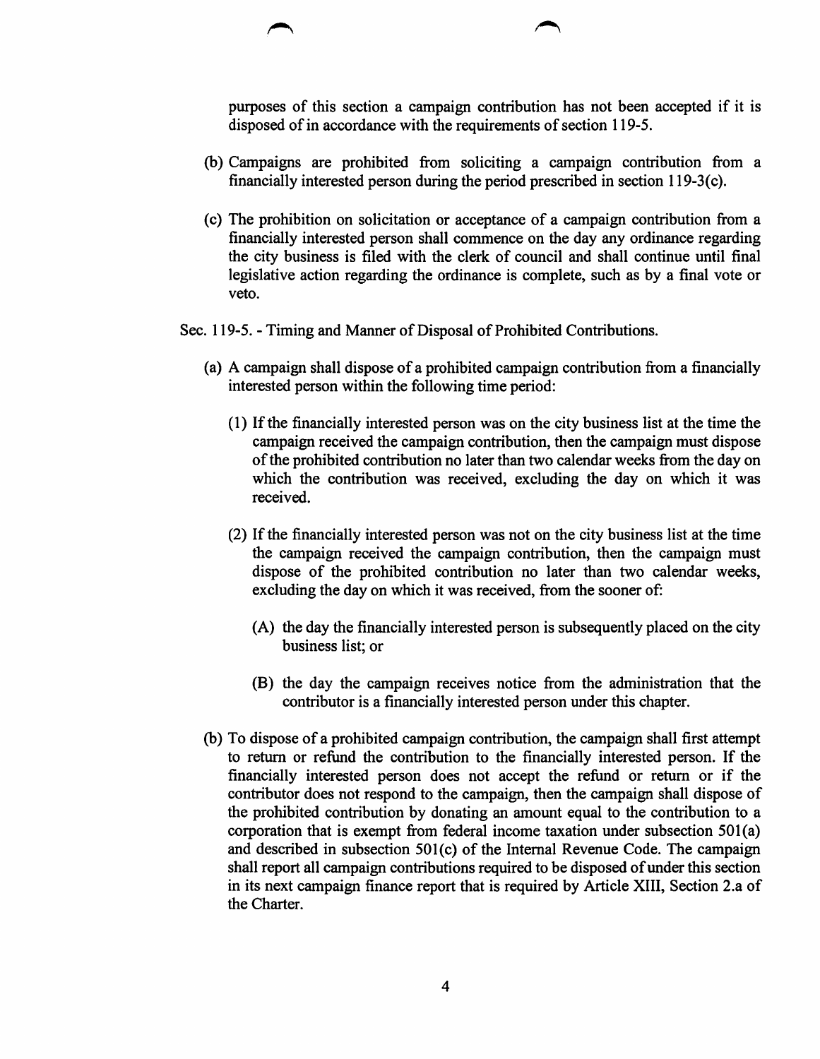purposes of this section a campaign contribution has not been accepted if it is disposed of in accordance with the requirements of section 119-5.

(b) Campaigns are prohibited from soliciting a campaign contribution from a financially interested person during the period prescribed in section 119-3(c).

(c) The prohibition on solicitation or acceptance of a campaign contribution from a financially interested person shall commence on the day any ordinance regarding the city business is filed with the clerk of council and shall continue until final legislative action regarding the ordinance is complete, such as by a final vote or veto.

Sec. 119-5. - Timing and Manner of Disposal of Prohibited Contributions.

(a) A campaign shall dispose of a prohibited campaign contribution from a financially interested person within the following time period:

  (1) If the financially interested person was on the city business list at the time the campaign received the campaign contribution, then the campaign must dispose of the prohibited contribution no later than two calendar weeks from the day on which the contribution was received, excluding the day on which it was received.

  (2) If the financially interested person was not on the city business list at the time the campaign received the campaign contribution, then the campaign must dispose of the prohibited contribution no later than two calendar weeks, excluding the day on which it was received, from the sooner of:

    (A) the day the financially interested person is subsequently placed on the city business list; or

    (B) the day the campaign receives notice from the administration that the contributor is a financially interested person under this chapter.

(b) To dispose of a prohibited campaign contribution, the campaign shall first attempt to return or refund the contribution to the financially interested person. If the financially interested person does not accept the refund or return or if the contributor does not respond to the campaign, then the campaign shall dispose of the prohibited contribution by donating an amount equal to the contribution to a corporation that is exempt from federal income taxation under subsection 501(a) and described in subsection 501(c) of the Internal Revenue Code. The campaign shall report all campaign contributions required to be disposed of under this section in its next campaign finance report that is required by Article XIII, Section 2.a of the Charter.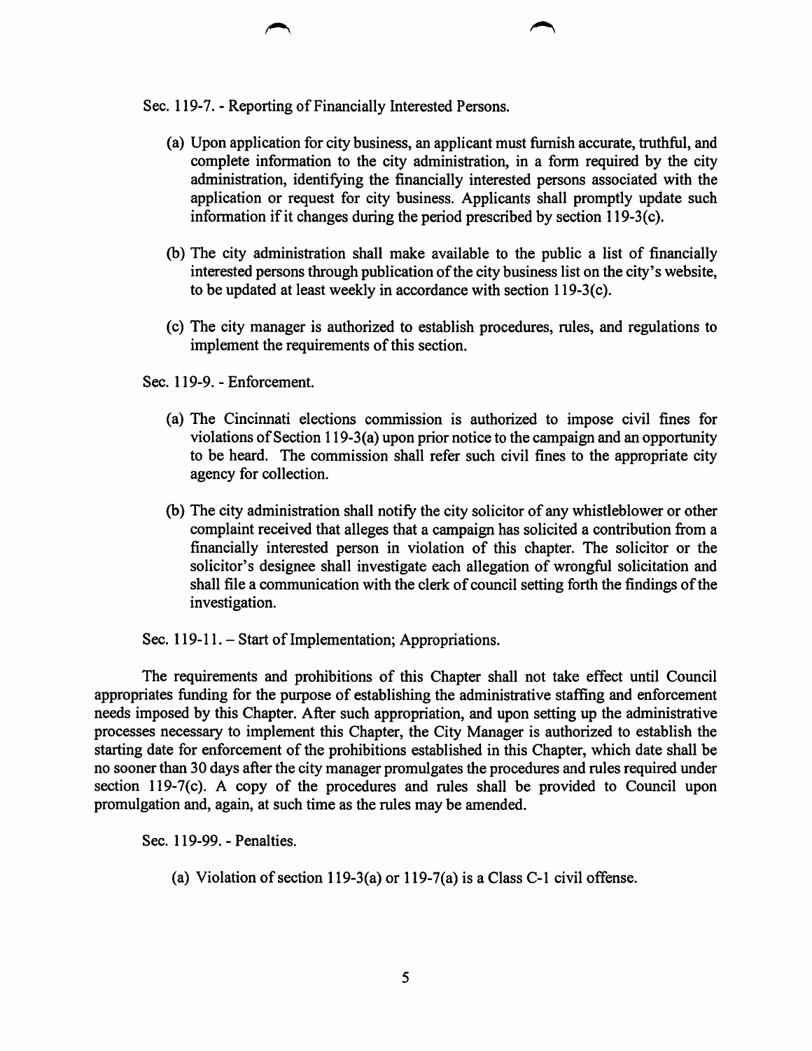Sec. 119-7. - Reporting of Financially Interested Persons.

(a) Upon application for city business, an applicant must furnish accurate, truthful, and complete information to the city administration, in a form required by the city administration, identifying the financially interested persons associated with the application or request for city business. Applicants shall promptly update such information if it changes during the period prescribed by section 119-3(c).

(b) The city administration shall make available to the public a list of financially interested persons through publication of the city business list on the city's website, to be updated at least weekly in accordance with section 119-3(c).

(c) The city manager is authorized to establish procedures, rules, and regulations to implement the requirements of this section.

Sec. 119-9. - Enforcement.

(a) The Cincinnati elections commission is authorized to impose civil fines for violations of Section 119-3(a) upon prior notice to the campaign and an opportunity to be heard. The commission shall refer such civil fines to the appropriate city agency for collection.

(b) The city administration shall notify the city solicitor of any whistleblower or other complaint received that alleges that a campaign has solicited a contribution from a financially interested person in violation of this chapter. The solicitor or the solicitor's designee shall investigate each allegation of wrongful solicitation and shall file a communication with the clerk of council setting forth the findings of the investigation.

Sec. 119-11. – Start of Implementation; Appropriations.

The requirements and prohibitions of this Chapter shall not take effect until Council appropriates funding for the purpose of establishing the administrative staffing and enforcement needs imposed by this Chapter. After such appropriation, and upon setting up the administrative processes necessary to implement this Chapter, the City Manager is authorized to establish the starting date for enforcement of the prohibitions established in this Chapter, which date shall be no sooner than 30 days after the city manager promulgates the procedures and rules required under section 119-7(c). A copy of the procedures and rules shall be provided to Council upon promulgation and, again, at such time as the rules may be amended.

Sec. 119-99. - Penalties.

(a) Violation of section 119-3(a) or 119-7(a) is a Class C-1 civil offense.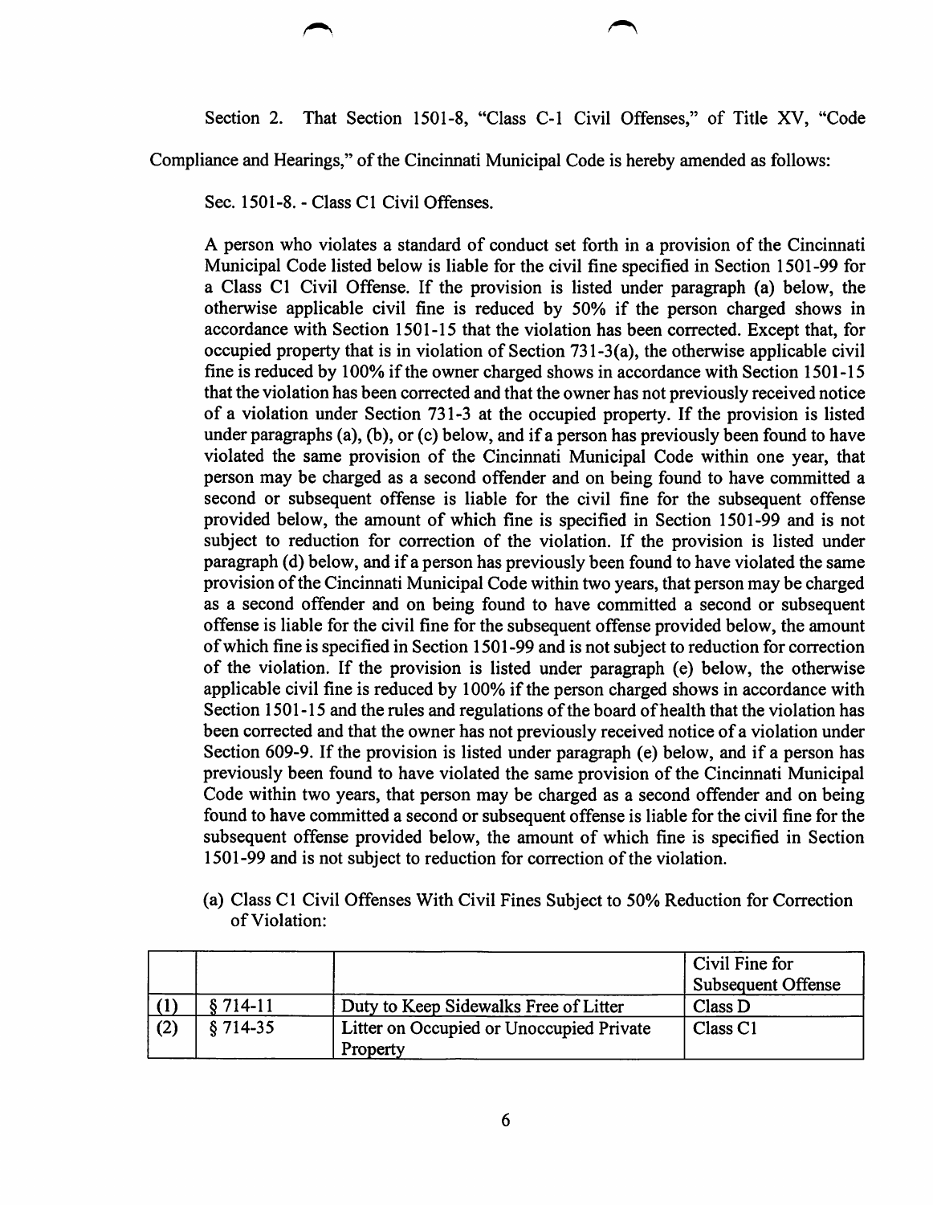Section 2. That Section 1501-8, "Class C-1 Civil Offenses," of Title XV, "Code Compliance and Hearings," of the Cincinnati Municipal Code is hereby amended as follows:

Sec. 1501-8. - Class C1 Civil Offenses.

A person who violates a standard of conduct set forth in a provision of the Cincinnati Municipal Code listed below is liable for the civil fine specified in Section 1501-99 for a Class C1 Civil Offense. If the provision is listed under paragraph (a) below, the otherwise applicable civil fine is reduced by 50% if the person charged shows in accordance with Section 1501-15 that the violation has been corrected. Except that, for occupied property that is in violation of Section 731-3(a), the otherwise applicable civil fine is reduced by 100% if the owner charged shows in accordance with Section 1501-15 that the violation has been corrected and that the owner has not previously received notice of a violation under Section 731-3 at the occupied property. If the provision is listed under paragraphs (a), (b), or (c) below, and if a person has previously been found to have violated the same provision of the Cincinnati Municipal Code within one year, that person may be charged as a second offender and on being found to have committed a second or subsequent offense is liable for the civil fine for the subsequent offense provided below, the amount of which fine is specified in Section 1501-99 and is not subject to reduction for correction of the violation. If the provision is listed under paragraph (d) below, and if a person has previously been found to have violated the same provision of the Cincinnati Municipal Code within two years, that person may be charged as a second offender and on being found to have committed a second or subsequent offense is liable for the civil fine for the subsequent offense provided below, the amount of which fine is specified in Section 1501-99 and is not subject to reduction for correction of the violation. If the provision is listed under paragraph (e) below, the otherwise applicable civil fine is reduced by 100% if the person charged shows in accordance with Section 1501-15 and the rules and regulations of the board of health that the violation has been corrected and that the owner has not previously received notice of a violation under Section 609-9. If the provision is listed under paragraph (e) below, and if a person has previously been found to have violated the same provision of the Cincinnati Municipal Code within two years, that person may be charged as a second offender and on being found to have committed a second or subsequent offense is liable for the civil fine for the subsequent offense provided below, the amount of which fine is specified in Section 1501-99 and is not subject to reduction for correction of the violation.

(a) Class C1 Civil Offenses With Civil Fines Subject to 50% Reduction for Correction of Violation:

| | | | Civil Fine for Subsequent Offense |
|---|---|---|---|
| (1) | § 714-11 | Duty to Keep Sidewalks Free of Litter | Class D |
| (2) | § 714-35 | Litter on Occupied or Unoccupied Private Property | Class C1 |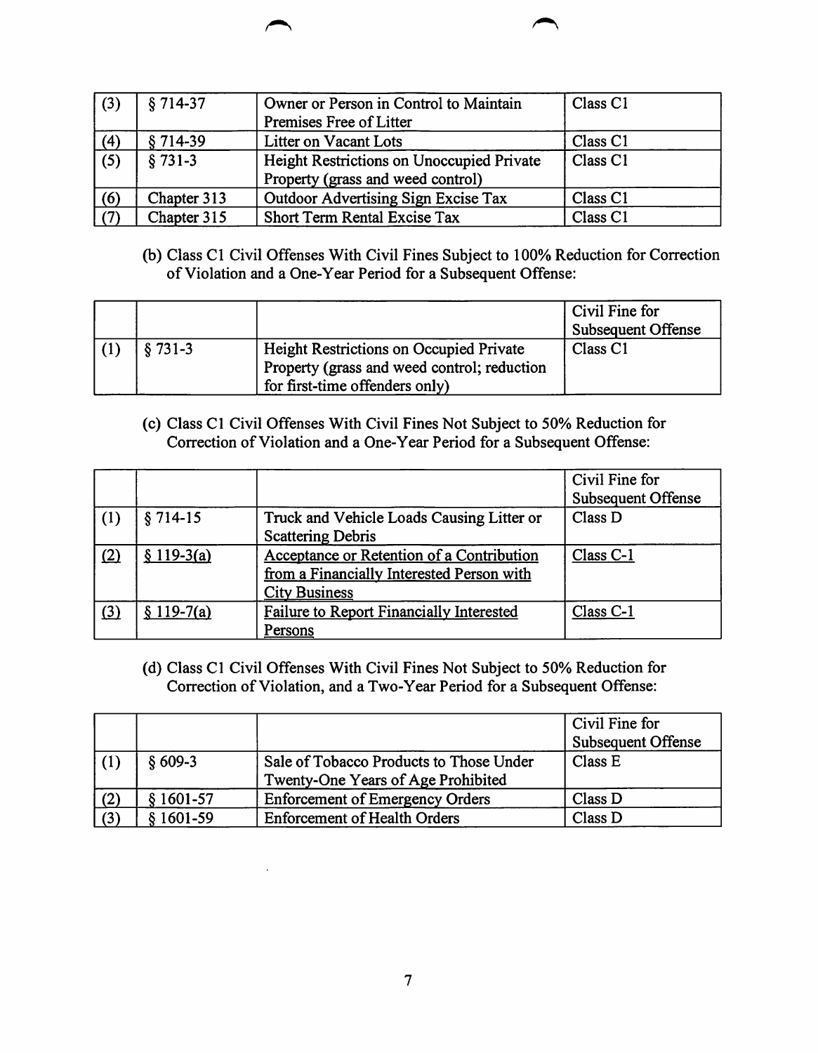| | | | |
|---|---|---|---|
| (3) | § 714-37 | Owner or Person in Control to Maintain Premises Free of Litter | Class C1 |
| (4) | § 714-39 | Litter on Vacant Lots | Class C1 |
| (5) | § 731-3 | Height Restrictions on Unoccupied Private Property (grass and weed control) | Class C1 |
| (6) | Chapter 313 | Outdoor Advertising Sign Excise Tax | Class C1 |
| (7) | Chapter 315 | Short Term Rental Excise Tax | Class C1 |

(b) Class C1 Civil Offenses With Civil Fines Subject to 100% Reduction for Correction of Violation and a One-Year Period for a Subsequent Offense:

| | | | Civil Fine for Subsequent Offense |
|---|---|---|---|
| (1) | § 731-3 | Height Restrictions on Occupied Private Property (grass and weed control; reduction for first-time offenders only) | Class C1 |

(c) Class C1 Civil Offenses With Civil Fines Not Subject to 50% Reduction for Correction of Violation and a One-Year Period for a Subsequent Offense:

| | | | Civil Fine for Subsequent Offense |
|---|---|---|---|
| (1) | § 714-15 | Truck and Vehicle Loads Causing Litter or Scattering Debris | Class D |
| (2) | § 119-3(a) | Acceptance or Retention of a Contribution from a Financially Interested Person with City Business | Class C-1 |
| (3) | § 119-7(a) | Failure to Report Financially Interested Persons | Class C-1 |

(d) Class C1 Civil Offenses With Civil Fines Not Subject to 50% Reduction for Correction of Violation, and a Two-Year Period for a Subsequent Offense:

| | | | Civil Fine for Subsequent Offense |
|---|---|---|---|
| (1) | § 609-3 | Sale of Tobacco Products to Those Under Twenty-One Years of Age Prohibited | Class E |
| (2) | § 1601-57 | Enforcement of Emergency Orders | Class D |
| (3) | § 1601-59 | Enforcement of Health Orders | Class D |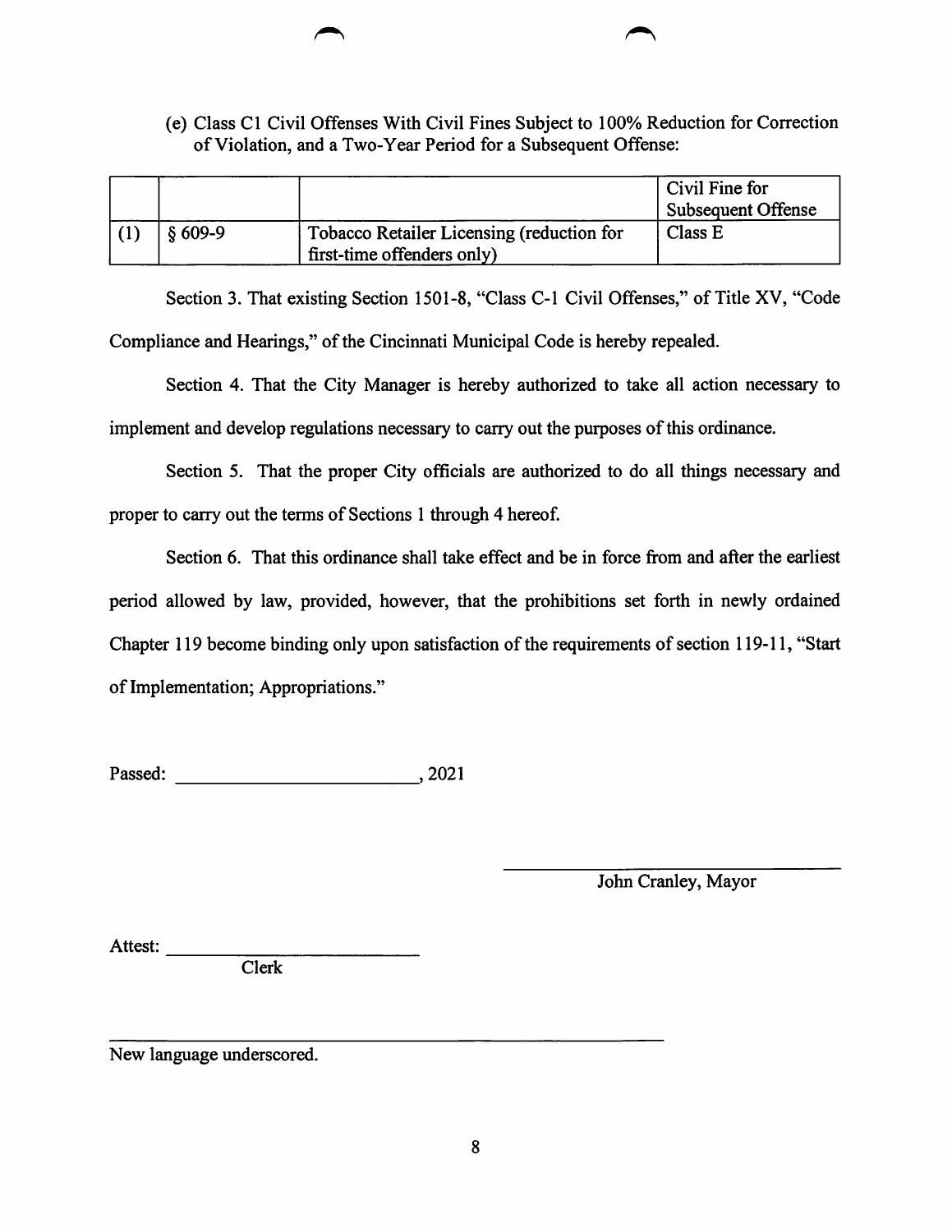(e) Class C1 Civil Offenses With Civil Fines Subject to 100% Reduction for Correction of Violation, and a Two-Year Period for a Subsequent Offense:

| | | | Civil Fine for Subsequent Offense |
|---|---|---|---|
| (1) | § 609-9 | Tobacco Retailer Licensing (reduction for first-time offenders only) | Class E |

Section 3. That existing Section 1501-8, "Class C-1 Civil Offenses," of Title XV, "Code Compliance and Hearings," of the Cincinnati Municipal Code is hereby repealed.

Section 4. That the City Manager is hereby authorized to take all action necessary to implement and develop regulations necessary to carry out the purposes of this ordinance.

Section 5. That the proper City officials are authorized to do all things necessary and proper to carry out the terms of Sections 1 through 4 hereof.

Section 6. That this ordinance shall take effect and be in force from and after the earliest period allowed by law, provided, however, that the prohibitions set forth in newly ordained Chapter 119 become binding only upon satisfaction of the requirements of section 119-11, "Start of Implementation; Appropriations."

Passed: ________________________, 2021

________________________
John Cranley, Mayor

Attest: ________________________
Clerk

---

New language underscored.